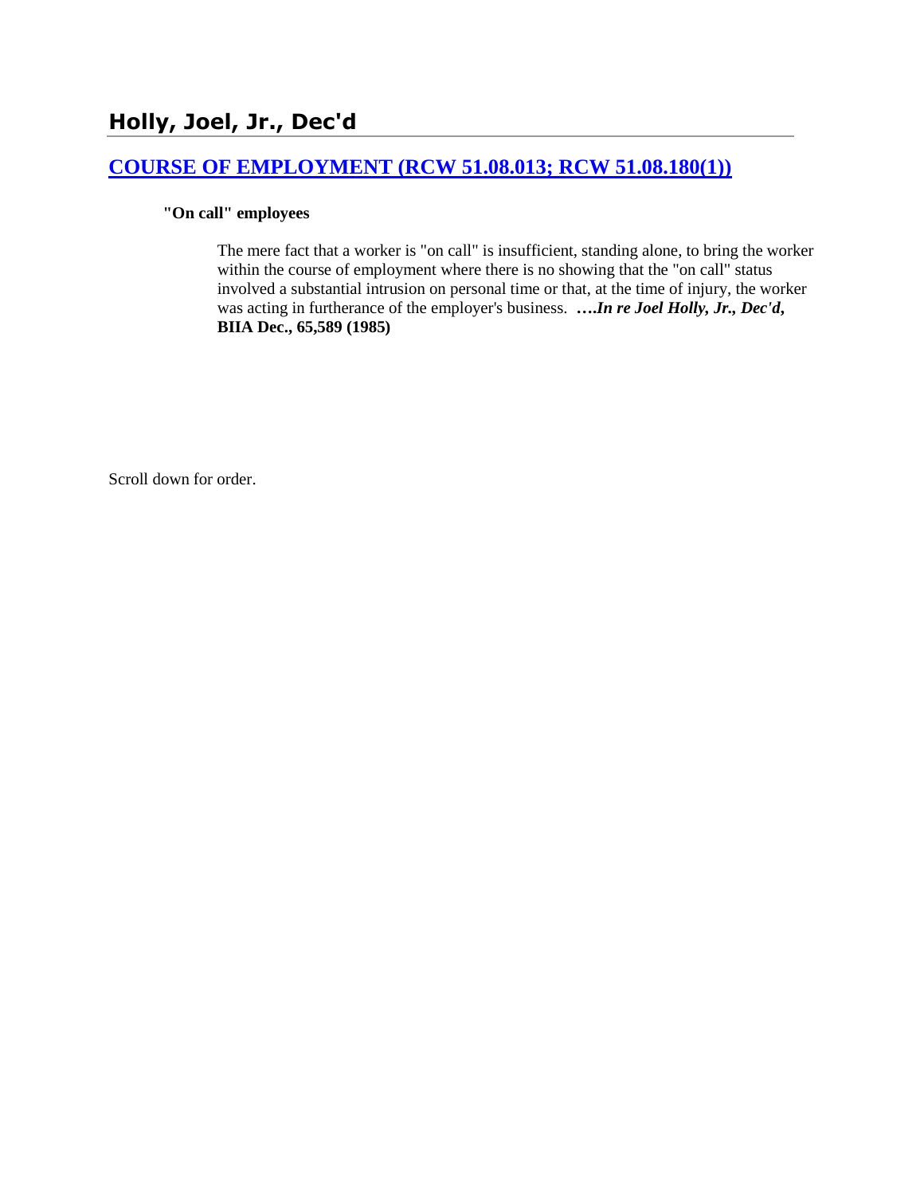# Holly, Joel, Jr., Dec'd

## [COURSE OF EMPLOYMENT (RCW 51.08.013; RCW 51.08.180(1))]()

**"On call" employees**

The mere fact that a worker is "on call" is insufficient, standing alone, to bring the worker within the course of employment where there is no showing that the "on call" status involved a substantial intrusion on personal time or that, at the time of injury, the worker was acting in furtherance of the employer's business. ***….In re Joel Holly, Jr., Dec'd*, BIIA Dec., 65,589 (1985)**

Scroll down for order.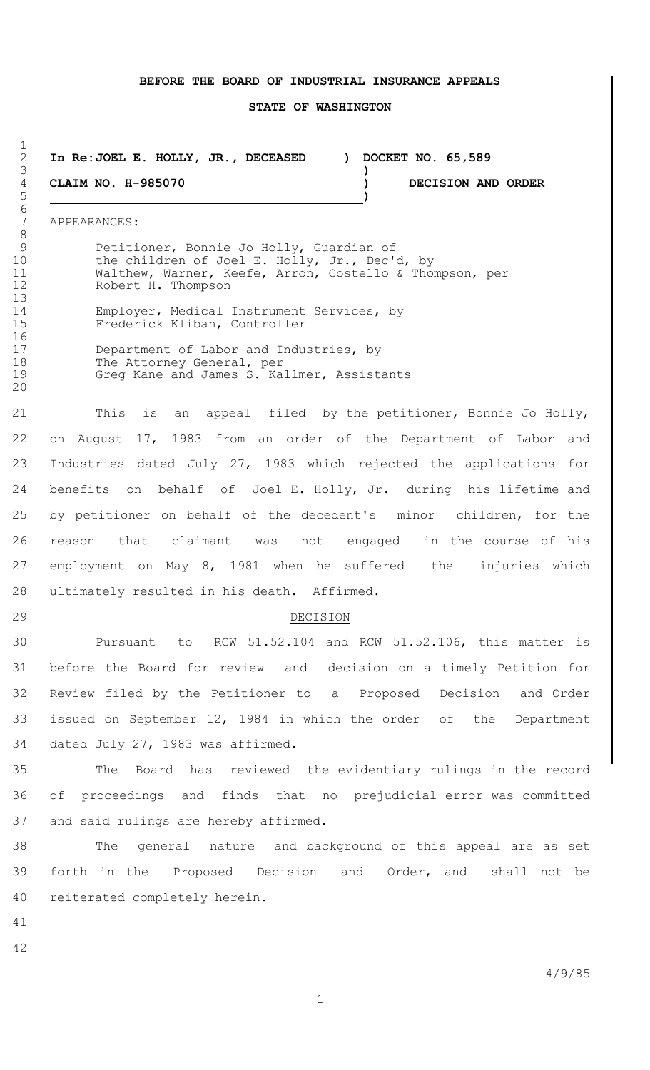**BEFORE THE BOARD OF INDUSTRIAL INSURANCE APPEALS**

**STATE OF WASHINGTON**

| | |
|---|---|
| **In Re: JOEL E. HOLLY, JR., DECEASED** | **DOCKET NO. 65,589** |
| **CLAIM NO. H-985070** | **DECISION AND ORDER** |

APPEARANCES:

Petitioner, Bonnie Jo Holly, Guardian of the children of Joel E. Holly, Jr., Dec'd, by Walthew, Warner, Keefe, Arron, Costello & Thompson, per Robert H. Thompson

Employer, Medical Instrument Services, by Frederick Kliban, Controller

Department of Labor and Industries, by The Attorney General, per Greg Kane and James S. Kallmer, Assistants

This is an appeal filed by the petitioner, Bonnie Jo Holly, on August 17, 1983 from an order of the Department of Labor and Industries dated July 27, 1983 which rejected the applications for benefits on behalf of Joel E. Holly, Jr. during his lifetime and by petitioner on behalf of the decedent's minor children, for the reason that claimant was not engaged in the course of his employment on May 8, 1981 when he suffered the injuries which ultimately resulted in his death. Affirmed.

DECISION

Pursuant to RCW 51.52.104 and RCW 51.52.106, this matter is before the Board for review and decision on a timely Petition for Review filed by the Petitioner to a Proposed Decision and Order issued on September 12, 1984 in which the order of the Department dated July 27, 1983 was affirmed.

The Board has reviewed the evidentiary rulings in the record of proceedings and finds that no prejudicial error was committed and said rulings are hereby affirmed.

The general nature and background of this appeal are as set forth in the Proposed Decision and Order, and shall not be reiterated completely herein.

4/9/85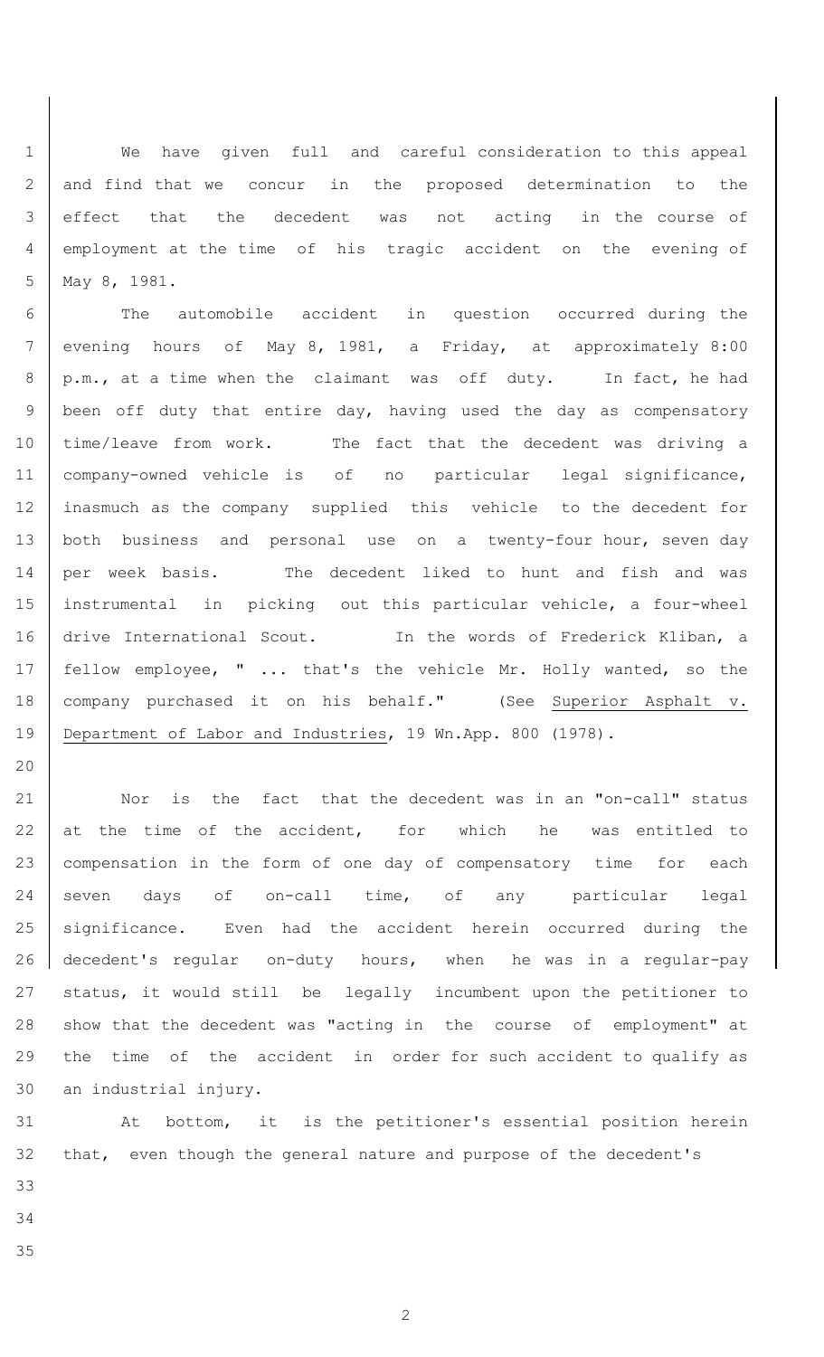We have given full and careful consideration to this appeal and find that we concur in the proposed determination to the effect that the decedent was not acting in the course of employment at the time of his tragic accident on the evening of May 8, 1981.

The automobile accident in question occurred during the evening hours of May 8, 1981, a Friday, at approximately 8:00 p.m., at a time when the claimant was off duty. In fact, he had been off duty that entire day, having used the day as compensatory time/leave from work. The fact that the decedent was driving a company-owned vehicle is of no particular legal significance, inasmuch as the company supplied this vehicle to the decedent for both business and personal use on a twenty-four hour, seven day per week basis. The decedent liked to hunt and fish and was instrumental in picking out this particular vehicle, a four-wheel drive International Scout. In the words of Frederick Kliban, a fellow employee, " ... that's the vehicle Mr. Holly wanted, so the company purchased it on his behalf." (See Superior Asphalt v. Department of Labor and Industries, 19 Wn.App. 800 (1978).

Nor is the fact that the decedent was in an "on-call" status at the time of the accident, for which he was entitled to compensation in the form of one day of compensatory time for each seven days of on-call time, of any particular legal significance. Even had the accident herein occurred during the decedent's regular on-duty hours, when he was in a regular-pay status, it would still be legally incumbent upon the petitioner to show that the decedent was "acting in the course of employment" at the time of the accident in order for such accident to qualify as an industrial injury.

At bottom, it is the petitioner's essential position herein that, even though the general nature and purpose of the decedent's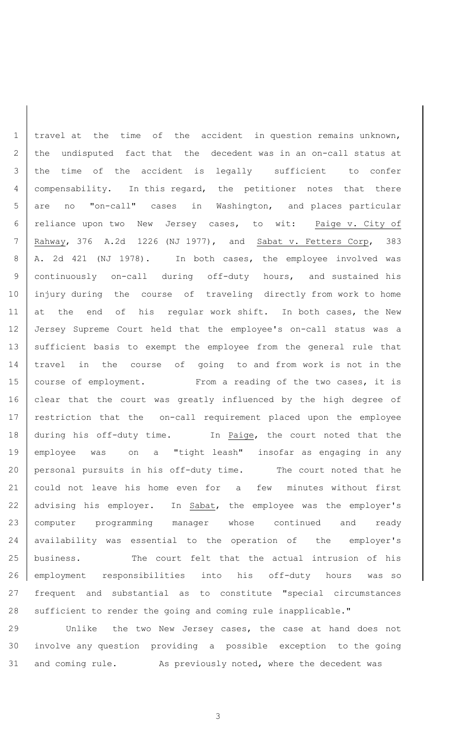travel at the time of the accident in question remains unknown, the undisputed fact that the decedent was in an on-call status at the time of the accident is legally sufficient to confer compensability. In this regard, the petitioner notes that there are no "on-call" cases in Washington, and places particular reliance upon two New Jersey cases, to wit: Paige v. City of Rahway, 376 A.2d 1226 (NJ 1977), and Sabat v. Fetters Corp, 383 A. 2d 421 (NJ 1978). In both cases, the employee involved was continuously on-call during off-duty hours, and sustained his injury during the course of traveling directly from work to home at the end of his regular work shift. In both cases, the New Jersey Supreme Court held that the employee's on-call status was a sufficient basis to exempt the employee from the general rule that travel in the course of going to and from work is not in the course of employment. From a reading of the two cases, it is clear that the court was greatly influenced by the high degree of restriction that the on-call requirement placed upon the employee during his off-duty time. In Paige, the court noted that the employee was on a "tight leash" insofar as engaging in any personal pursuits in his off-duty time. The court noted that he could not leave his home even for a few minutes without first advising his employer. In Sabat, the employee was the employer's computer programming manager whose continued and ready availability was essential to the operation of the employer's business. The court felt that the actual intrusion of his employment responsibilities into his off-duty hours was so frequent and substantial as to constitute "special circumstances sufficient to render the going and coming rule inapplicable."

Unlike the two New Jersey cases, the case at hand does not involve any question providing a possible exception to the going and coming rule. As previously noted, where the decedent was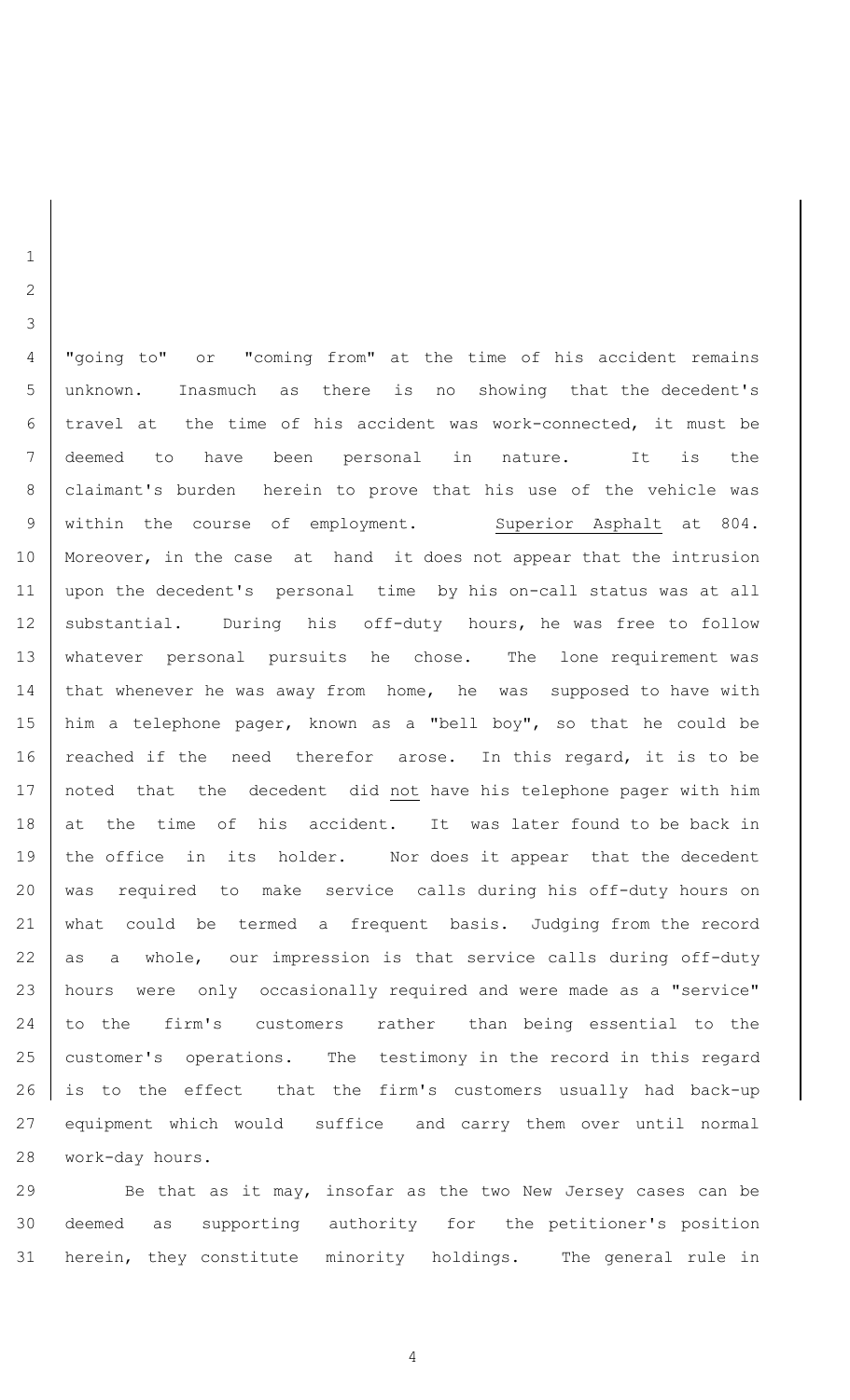"going to" or "coming from" at the time of his accident remains unknown. Inasmuch as there is no showing that the decedent's travel at the time of his accident was work-connected, it must be deemed to have been personal in nature. It is the claimant's burden herein to prove that his use of the vehicle was within the course of employment. Superior Asphalt at 804. Moreover, in the case at hand it does not appear that the intrusion upon the decedent's personal time by his on-call status was at all substantial. During his off-duty hours, he was free to follow whatever personal pursuits he chose. The lone requirement was that whenever he was away from home, he was supposed to have with him a telephone pager, known as a "bell boy", so that he could be reached if the need therefor arose. In this regard, it is to be noted that the decedent did not have his telephone pager with him at the time of his accident. It was later found to be back in the office in its holder. Nor does it appear that the decedent was required to make service calls during his off-duty hours on what could be termed a frequent basis. Judging from the record as a whole, our impression is that service calls during off-duty hours were only occasionally required and were made as a "service" to the firm's customers rather than being essential to the customer's operations. The testimony in the record in this regard is to the effect that the firm's customers usually had back-up equipment which would suffice and carry them over until normal work-day hours.

Be that as it may, insofar as the two New Jersey cases can be deemed as supporting authority for the petitioner's position herein, they constitute minority holdings. The general rule in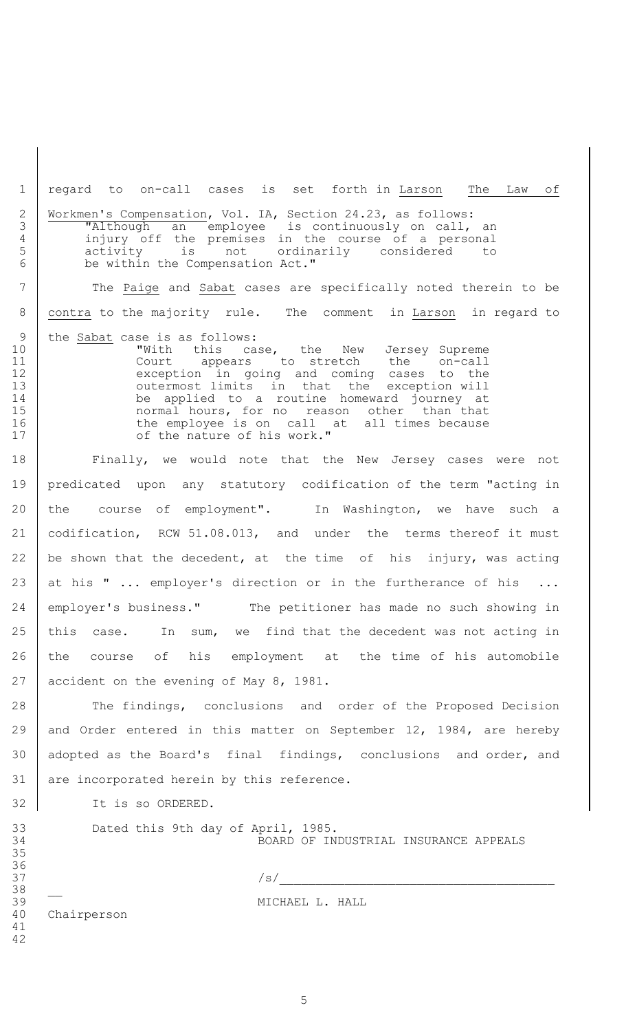regard to on-call cases is set forth in Larson The Law of Workmen's Compensation, Vol. IA, Section 24.23, as follows:

> "Although an employee is continuously on call, an injury off the premises in the course of a personal activity is not ordinarily considered to be within the Compensation Act."

The Paige and Sabat cases are specifically noted therein to be contra to the majority rule. The comment in Larson in regard to the Sabat case is as follows:

> "With this case, the New Jersey Supreme Court appears to stretch the on-call exception in going and coming cases to the outermost limits in that the exception will be applied to a routine homeward journey at normal hours, for no reason other than that the employee is on call at all times because of the nature of his work."

Finally, we would note that the New Jersey cases were not predicated upon any statutory codification of the term "acting in the course of employment". In Washington, we have such a codification, RCW 51.08.013, and under the terms thereof it must be shown that the decedent, at the time of his injury, was acting at his " ... employer's direction or in the furtherance of his ... employer's business." The petitioner has made no such showing in this case. In sum, we find that the decedent was not acting in the course of his employment at the time of his automobile accident on the evening of May 8, 1981.

The findings, conclusions and order of the Proposed Decision and Order entered in this matter on September 12, 1984, are hereby adopted as the Board's final findings, conclusions and order, and are incorporated herein by this reference.

It is so ORDERED.

Dated this 9th day of April, 1985.

BOARD OF INDUSTRIAL INSURANCE APPEALS

/s/\_\_\_\_\_\_\_\_\_\_\_\_\_\_\_\_\_\_\_\_\_\_\_\_\_\_\_\_\_\_\_\_\_\_\_\_

MICHAEL L. HALL
Chairperson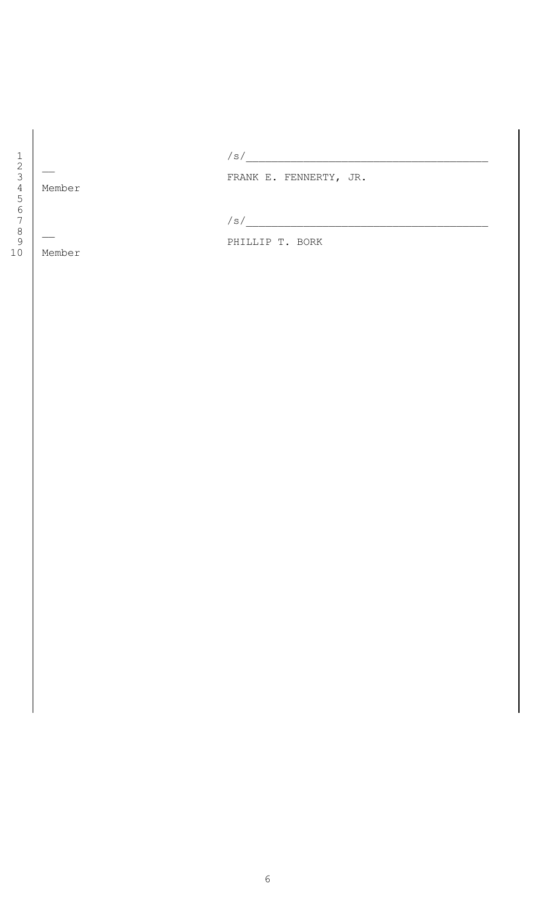/s/_____________________________________

FRANK E. FENNERTY, JR.

Member

/s/_____________________________________

PHILLIP T. BORK

Member